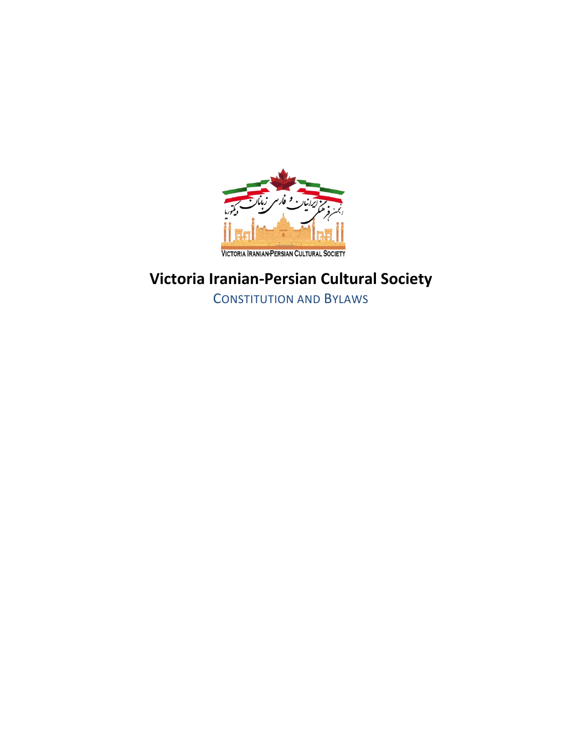# Victoria Iranian-Persian Cultural Society

CONSTITUTION AND BYLAWS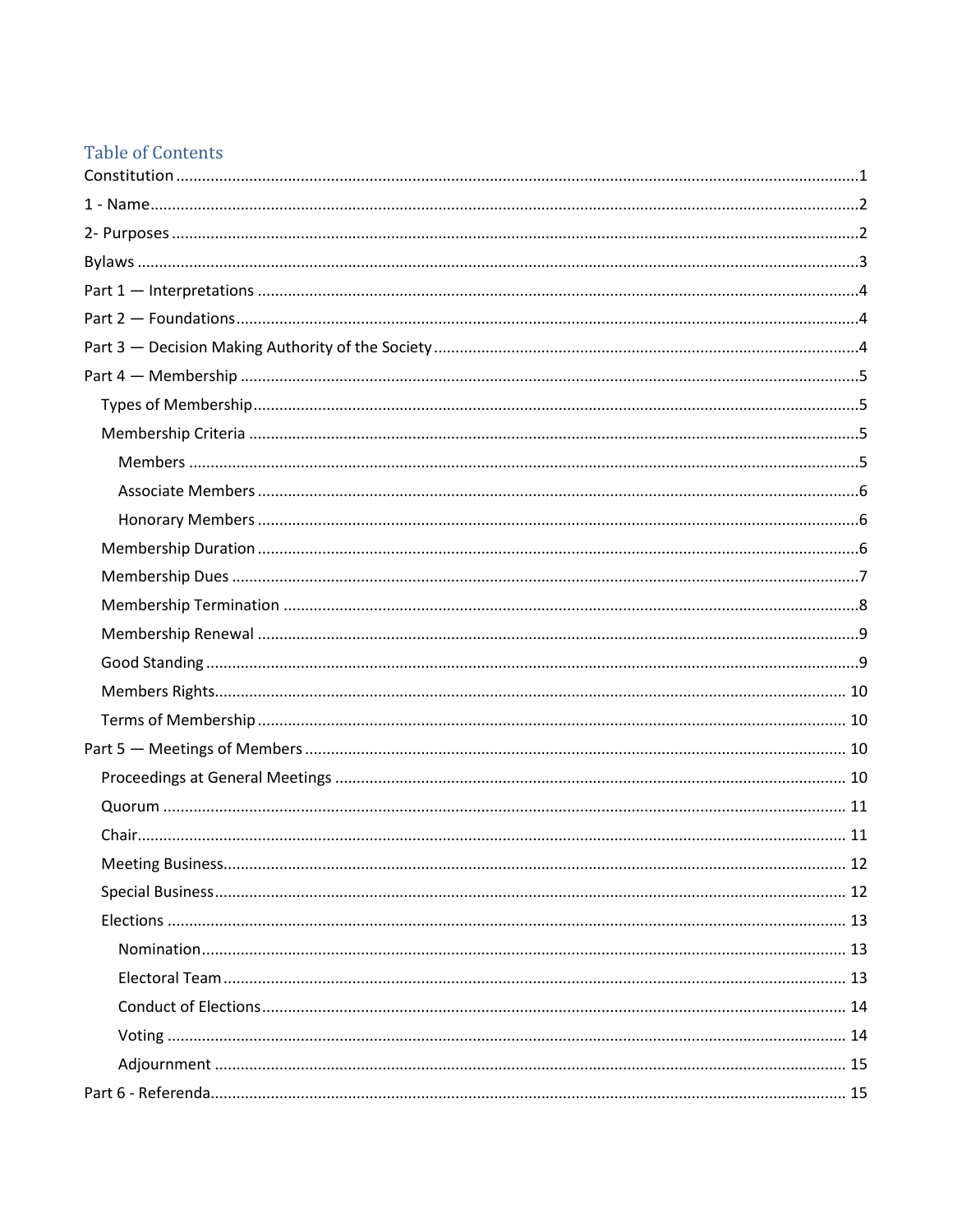# Table of Contents

Constitution ....................................................................................................................................1

1 - Name...........................................................................................................................................2

2- Purposes .....................................................................................................................................2

Bylaws ..............................................................................................................................................3

Part 1 — Interpretations ...............................................................................................................4

Part 2 — Foundations.....................................................................................................................4

Part 3 — Decision Making Authority of the Society ......................................................................4

Part 4 — Membership ....................................................................................................................5

- Types of Membership.................................................................................................................5
- Membership Criteria ..................................................................................................................5
  - Members ................................................................................................................................5
  - Associate Members ................................................................................................................6
  - Honorary Members ...............................................................................................................6
- Membership Duration ................................................................................................................6
- Membership Dues .....................................................................................................................7
- Membership Termination ..........................................................................................................8
- Membership Renewal ...............................................................................................................9
- Good Standing ...........................................................................................................................9
- Members Rights........................................................................................................................ 10
- Terms of Membership .............................................................................................................. 10

Part 5 — Meetings of Members .................................................................................................. 10

- Proceedings at General Meetings ............................................................................................ 10
- Quorum ................................................................................................................................... 11
- Chair......................................................................................................................................... 11
- Meeting Business..................................................................................................................... 12
- Special Business....................................................................................................................... 12
- Elections .................................................................................................................................. 13
  - Nomination........................................................................................................................... 13
  - Electoral Team ...................................................................................................................... 13
  - Conduct of Elections.............................................................................................................. 14
  - Voting ................................................................................................................................... 14
  - Adjournment ........................................................................................................................ 15

Part 6 - Referenda........................................................................................................................ 15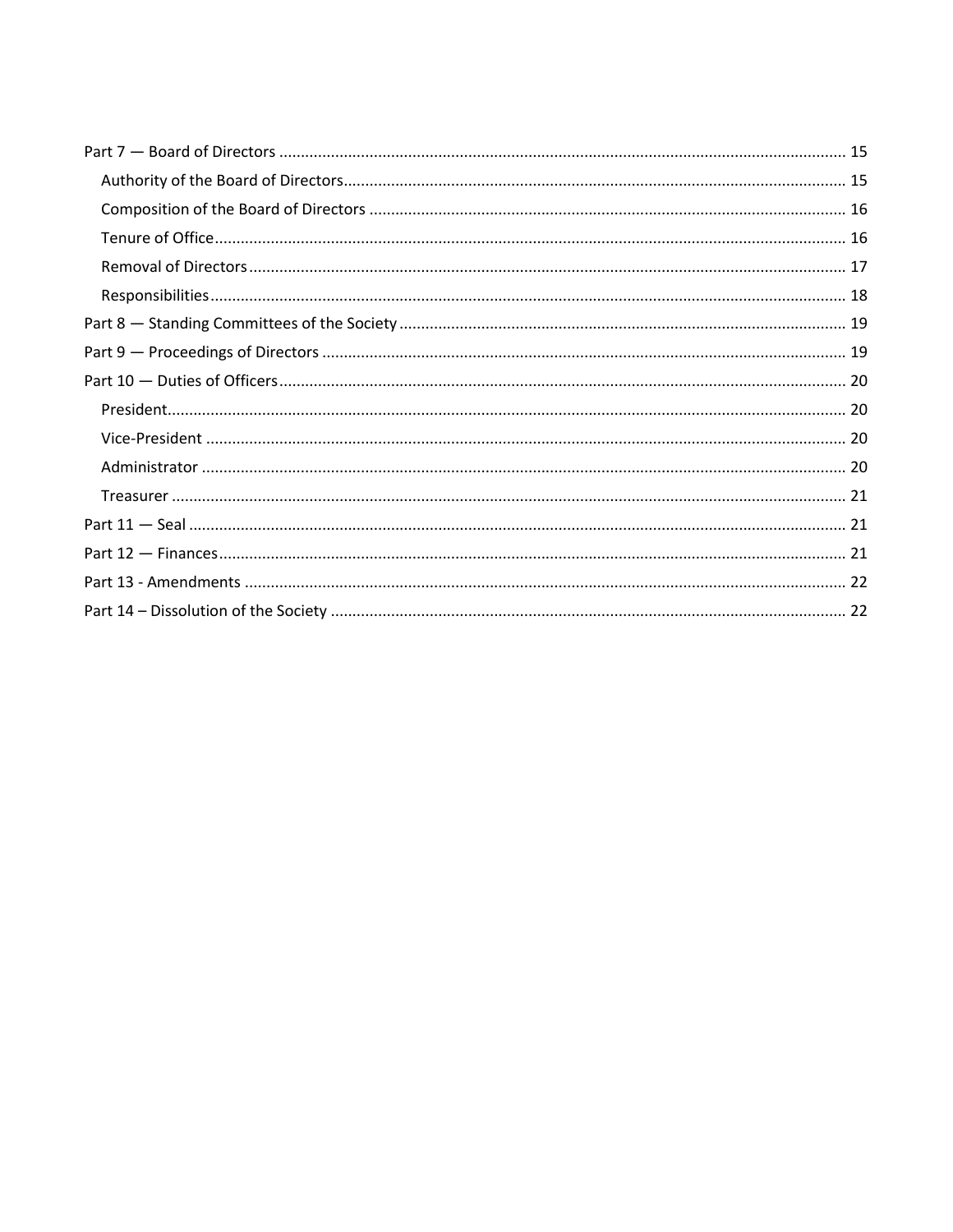Part 7 — Board of Directors ..... 15

- Authority of the Board of Directors ..... 15
- Composition of the Board of Directors ..... 16
- Tenure of Office ..... 16
- Removal of Directors ..... 17
- Responsibilities ..... 18

Part 8 — Standing Committees of the Society ..... 19

Part 9 — Proceedings of Directors ..... 19

Part 10 — Duties of Officers ..... 20

- President ..... 20
- Vice-President ..... 20
- Administrator ..... 20
- Treasurer ..... 21

Part 11 — Seal ..... 21

Part 12 — Finances ..... 21

Part 13 - Amendments ..... 22

Part 14 – Dissolution of the Society ..... 22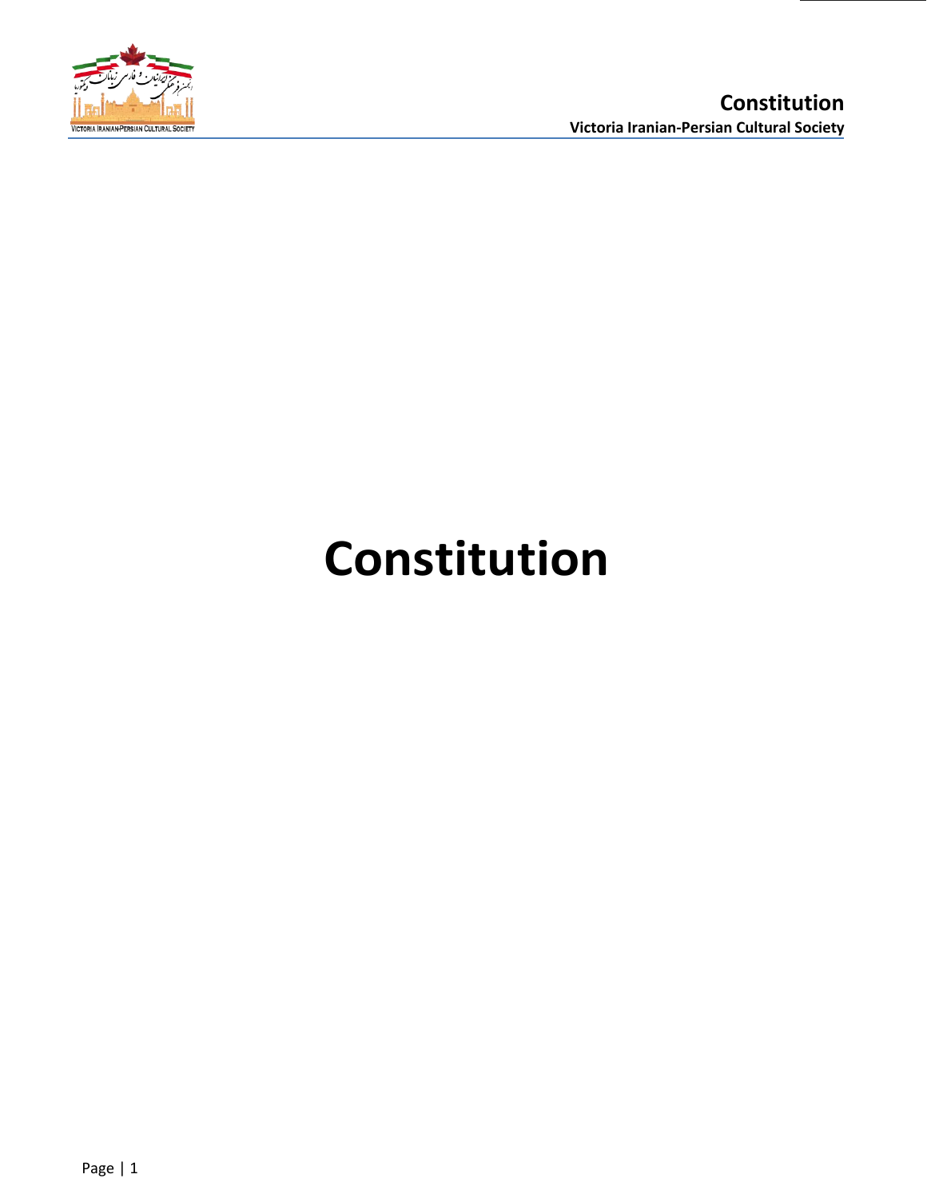# Constitution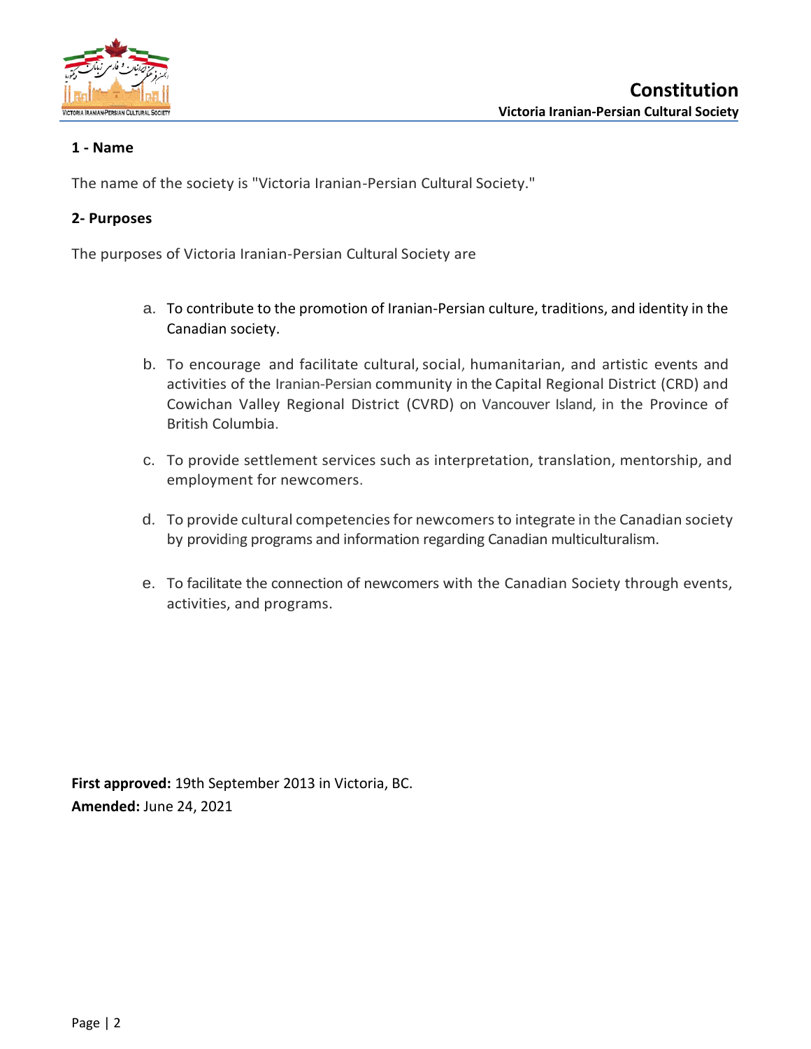### 1 - Name

The name of the society is "Victoria Iranian-Persian Cultural Society."

### 2- Purposes

The purposes of Victoria Iranian-Persian Cultural Society are

a. To contribute to the promotion of Iranian-Persian culture, traditions, and identity in the Canadian society.

b. To encourage and facilitate cultural, social, humanitarian, and artistic events and activities of the Iranian-Persian community in the Capital Regional District (CRD) and Cowichan Valley Regional District (CVRD) on Vancouver Island, in the Province of British Columbia.

c. To provide settlement services such as interpretation, translation, mentorship, and employment for newcomers.

d. To provide cultural competencies for newcomers to integrate in the Canadian society by providing programs and information regarding Canadian multiculturalism.

e. To facilitate the connection of newcomers with the Canadian Society through events, activities, and programs.

**First approved:** 19th September 2013 in Victoria, BC.
**Amended:** June 24, 2021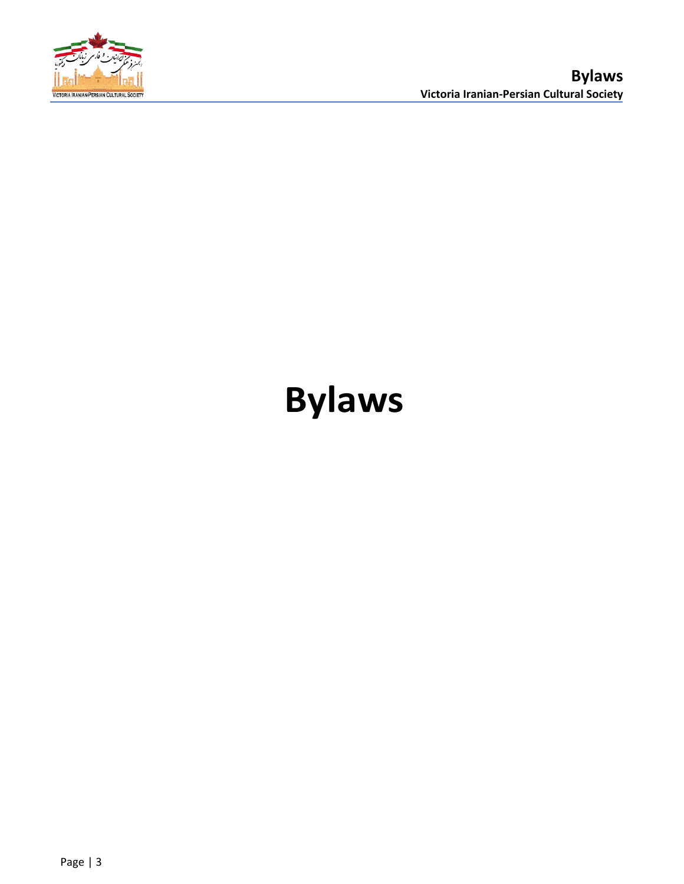# Bylaws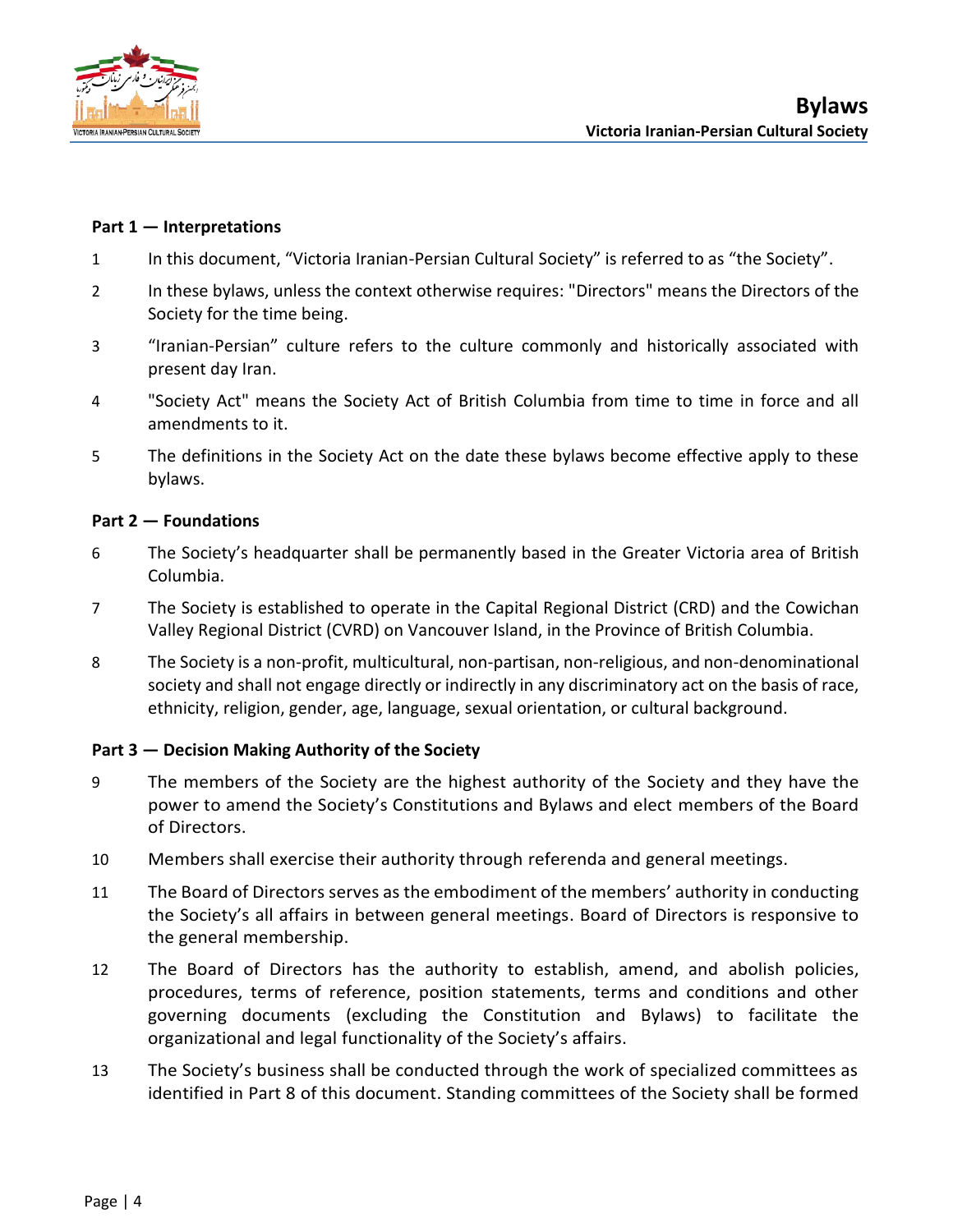**Part 1 — Interpretations**

1 In this document, “Victoria Iranian-Persian Cultural Society” is referred to as “the Society”.

2 In these bylaws, unless the context otherwise requires: "Directors" means the Directors of the Society for the time being.

3 “Iranian-Persian” culture refers to the culture commonly and historically associated with present day Iran.

4 "Society Act" means the Society Act of British Columbia from time to time in force and all amendments to it.

5 The definitions in the Society Act on the date these bylaws become effective apply to these bylaws.

**Part 2 — Foundations**

6 The Society’s headquarter shall be permanently based in the Greater Victoria area of British Columbia.

7 The Society is established to operate in the Capital Regional District (CRD) and the Cowichan Valley Regional District (CVRD) on Vancouver Island, in the Province of British Columbia.

8 The Society is a non-profit, multicultural, non-partisan, non-religious, and non-denominational society and shall not engage directly or indirectly in any discriminatory act on the basis of race, ethnicity, religion, gender, age, language, sexual orientation, or cultural background.

**Part 3 — Decision Making Authority of the Society**

9 The members of the Society are the highest authority of the Society and they have the power to amend the Society’s Constitutions and Bylaws and elect members of the Board of Directors.

10 Members shall exercise their authority through referenda and general meetings.

11 The Board of Directors serves as the embodiment of the members’ authority in conducting the Society’s all affairs in between general meetings. Board of Directors is responsive to the general membership.

12 The Board of Directors has the authority to establish, amend, and abolish policies, procedures, terms of reference, position statements, terms and conditions and other governing documents (excluding the Constitution and Bylaws) to facilitate the organizational and legal functionality of the Society’s affairs.

13 The Society’s business shall be conducted through the work of specialized committees as identified in Part 8 of this document. Standing committees of the Society shall be formed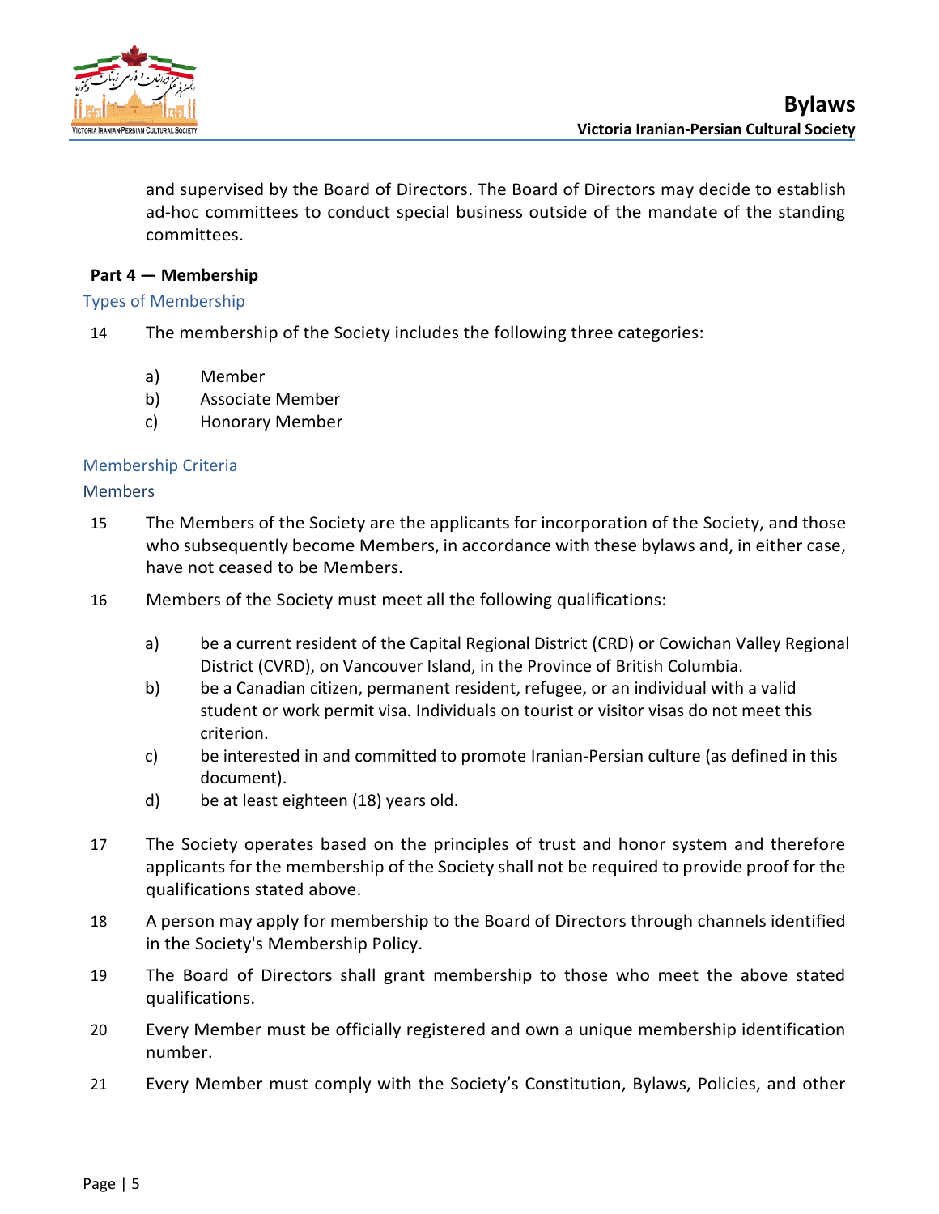and supervised by the Board of Directors. The Board of Directors may decide to establish ad-hoc committees to conduct special business outside of the mandate of the standing committees.

## Part 4 — Membership

### Types of Membership

14 The membership of the Society includes the following three categories:

a) Member
b) Associate Member
c) Honorary Member

### Membership Criteria

#### Members

15 The Members of the Society are the applicants for incorporation of the Society, and those who subsequently become Members, in accordance with these bylaws and, in either case, have not ceased to be Members.

16 Members of the Society must meet all the following qualifications:

a) be a current resident of the Capital Regional District (CRD) or Cowichan Valley Regional District (CVRD), on Vancouver Island, in the Province of British Columbia.
b) be a Canadian citizen, permanent resident, refugee, or an individual with a valid student or work permit visa. Individuals on tourist or visitor visas do not meet this criterion.
c) be interested in and committed to promote Iranian-Persian culture (as defined in this document).
d) be at least eighteen (18) years old.

17 The Society operates based on the principles of trust and honor system and therefore applicants for the membership of the Society shall not be required to provide proof for the qualifications stated above.

18 A person may apply for membership to the Board of Directors through channels identified in the Society's Membership Policy.

19 The Board of Directors shall grant membership to those who meet the above stated qualifications.

20 Every Member must be officially registered and own a unique membership identification number.

21 Every Member must comply with the Society's Constitution, Bylaws, Policies, and other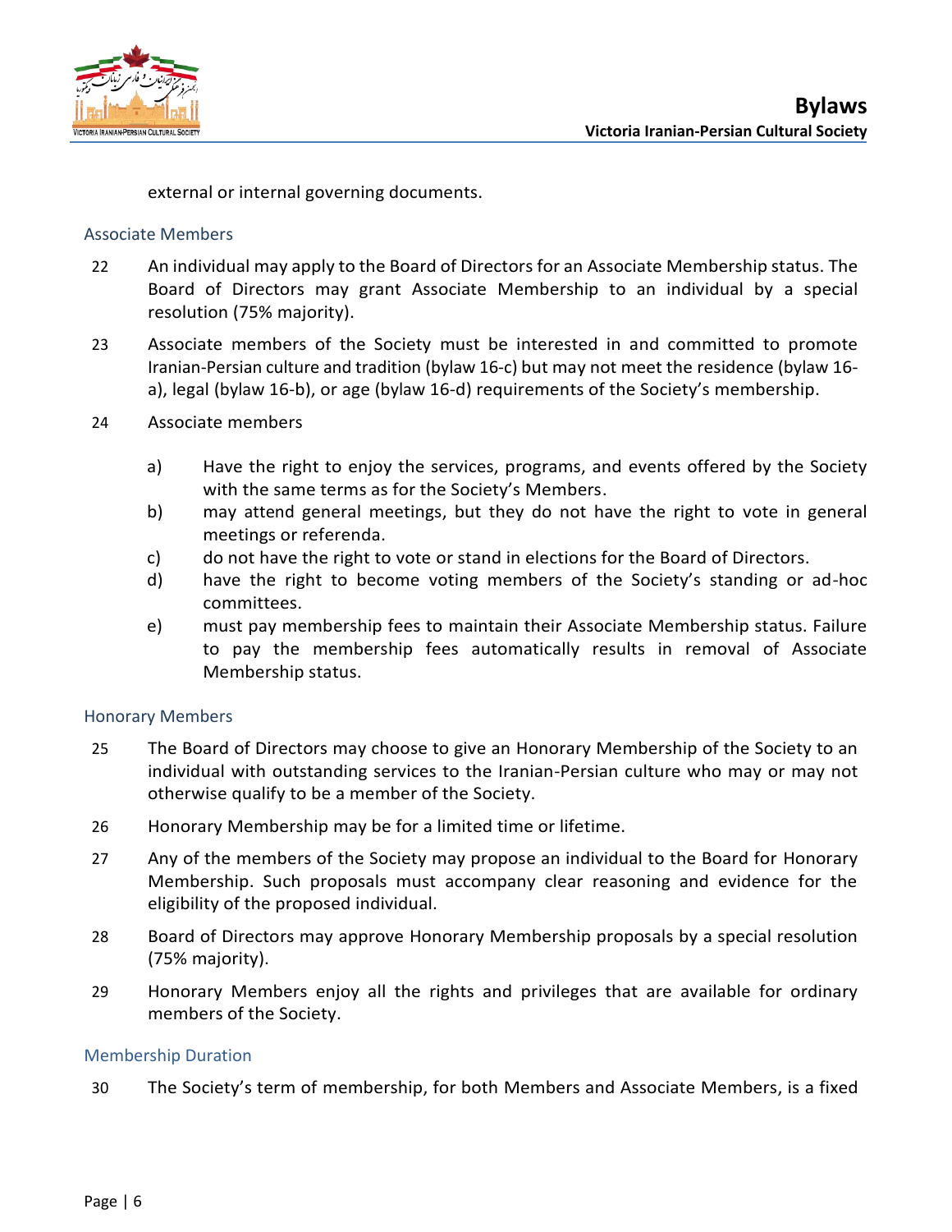external or internal governing documents.

### Associate Members

22 An individual may apply to the Board of Directors for an Associate Membership status. The Board of Directors may grant Associate Membership to an individual by a special resolution (75% majority).

23 Associate members of the Society must be interested in and committed to promote Iranian-Persian culture and tradition (bylaw 16-c) but may not meet the residence (bylaw 16-a), legal (bylaw 16-b), or age (bylaw 16-d) requirements of the Society's membership.

24 Associate members

- a) Have the right to enjoy the services, programs, and events offered by the Society with the same terms as for the Society's Members.
- b) may attend general meetings, but they do not have the right to vote in general meetings or referenda.
- c) do not have the right to vote or stand in elections for the Board of Directors.
- d) have the right to become voting members of the Society's standing or ad-hoc committees.
- e) must pay membership fees to maintain their Associate Membership status. Failure to pay the membership fees automatically results in removal of Associate Membership status.

### Honorary Members

25 The Board of Directors may choose to give an Honorary Membership of the Society to an individual with outstanding services to the Iranian-Persian culture who may or may not otherwise qualify to be a member of the Society.

26 Honorary Membership may be for a limited time or lifetime.

27 Any of the members of the Society may propose an individual to the Board for Honorary Membership. Such proposals must accompany clear reasoning and evidence for the eligibility of the proposed individual.

28 Board of Directors may approve Honorary Membership proposals by a special resolution (75% majority).

29 Honorary Members enjoy all the rights and privileges that are available for ordinary members of the Society.

### Membership Duration

30 The Society's term of membership, for both Members and Associate Members, is a fixed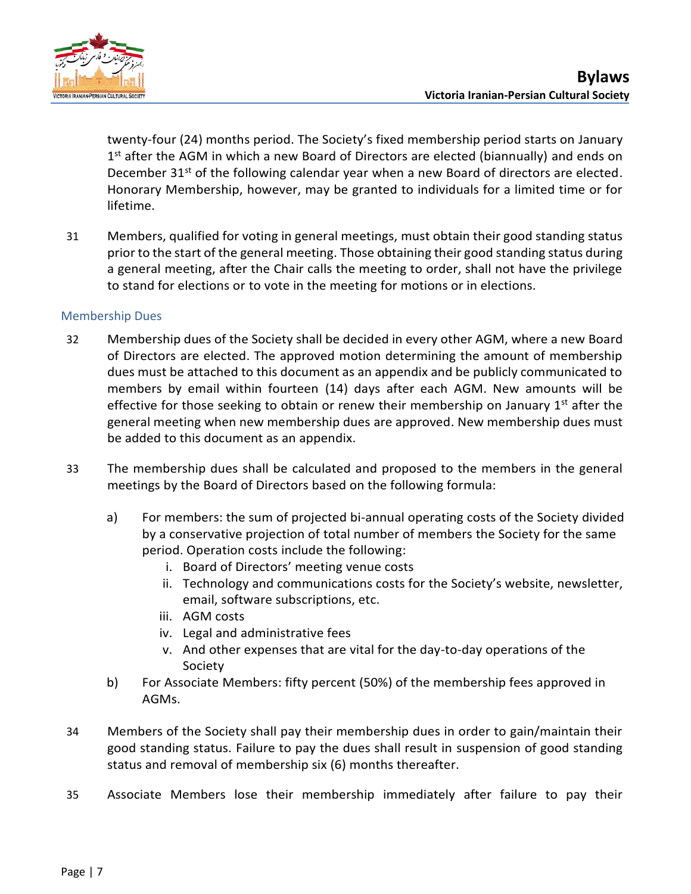twenty-four (24) months period. The Society's fixed membership period starts on January 1st after the AGM in which a new Board of Directors are elected (biannually) and ends on December 31st of the following calendar year when a new Board of directors are elected. Honorary Membership, however, may be granted to individuals for a limited time or for lifetime.

31 Members, qualified for voting in general meetings, must obtain their good standing status prior to the start of the general meeting. Those obtaining their good standing status during a general meeting, after the Chair calls the meeting to order, shall not have the privilege to stand for elections or to vote in the meeting for motions or in elections.

### Membership Dues

32 Membership dues of the Society shall be decided in every other AGM, where a new Board of Directors are elected. The approved motion determining the amount of membership dues must be attached to this document as an appendix and be publicly communicated to members by email within fourteen (14) days after each AGM. New amounts will be effective for those seeking to obtain or renew their membership on January 1st after the general meeting when new membership dues are approved. New membership dues must be added to this document as an appendix.

33 The membership dues shall be calculated and proposed to the members in the general meetings by the Board of Directors based on the following formula:

  a) For members: the sum of projected bi-annual operating costs of the Society divided by a conservative projection of total number of members the Society for the same period. Operation costs include the following:
     i. Board of Directors' meeting venue costs
     ii. Technology and communications costs for the Society's website, newsletter, email, software subscriptions, etc.
     iii. AGM costs
     iv. Legal and administrative fees
     v. And other expenses that are vital for the day-to-day operations of the Society
  b) For Associate Members: fifty percent (50%) of the membership fees approved in AGMs.

34 Members of the Society shall pay their membership dues in order to gain/maintain their good standing status. Failure to pay the dues shall result in suspension of good standing status and removal of membership six (6) months thereafter.

35 Associate Members lose their membership immediately after failure to pay their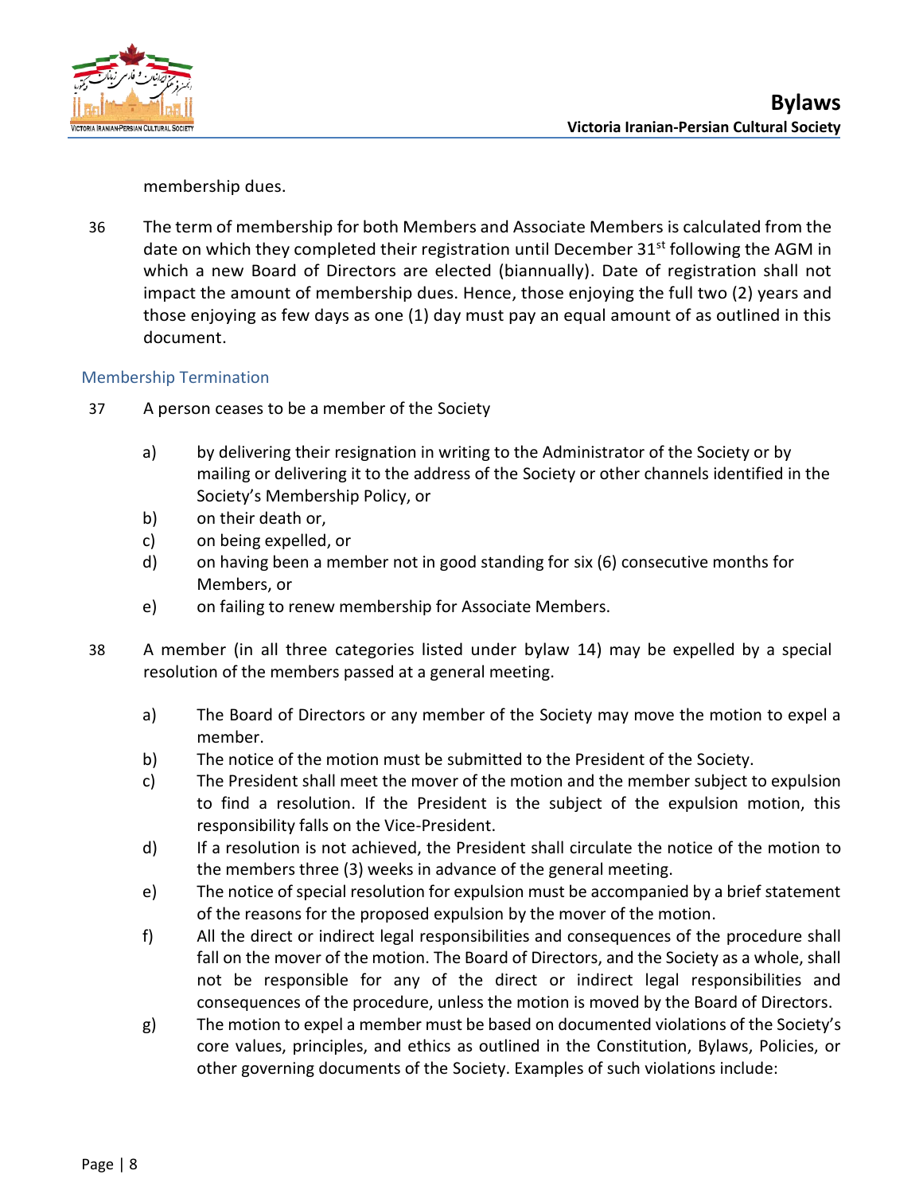membership dues.

36 The term of membership for both Members and Associate Members is calculated from the date on which they completed their registration until December 31st following the AGM in which a new Board of Directors are elected (biannually). Date of registration shall not impact the amount of membership dues. Hence, those enjoying the full two (2) years and those enjoying as few days as one (1) day must pay an equal amount of as outlined in this document.

### Membership Termination

37 A person ceases to be a member of the Society

- a) by delivering their resignation in writing to the Administrator of the Society or by mailing or delivering it to the address of the Society or other channels identified in the Society's Membership Policy, or
- b) on their death or,
- c) on being expelled, or
- d) on having been a member not in good standing for six (6) consecutive months for Members, or
- e) on failing to renew membership for Associate Members.

38 A member (in all three categories listed under bylaw 14) may be expelled by a special resolution of the members passed at a general meeting.

- a) The Board of Directors or any member of the Society may move the motion to expel a member.
- b) The notice of the motion must be submitted to the President of the Society.
- c) The President shall meet the mover of the motion and the member subject to expulsion to find a resolution. If the President is the subject of the expulsion motion, this responsibility falls on the Vice-President.
- d) If a resolution is not achieved, the President shall circulate the notice of the motion to the members three (3) weeks in advance of the general meeting.
- e) The notice of special resolution for expulsion must be accompanied by a brief statement of the reasons for the proposed expulsion by the mover of the motion.
- f) All the direct or indirect legal responsibilities and consequences of the procedure shall fall on the mover of the motion. The Board of Directors, and the Society as a whole, shall not be responsible for any of the direct or indirect legal responsibilities and consequences of the procedure, unless the motion is moved by the Board of Directors.
- g) The motion to expel a member must be based on documented violations of the Society's core values, principles, and ethics as outlined in the Constitution, Bylaws, Policies, or other governing documents of the Society. Examples of such violations include: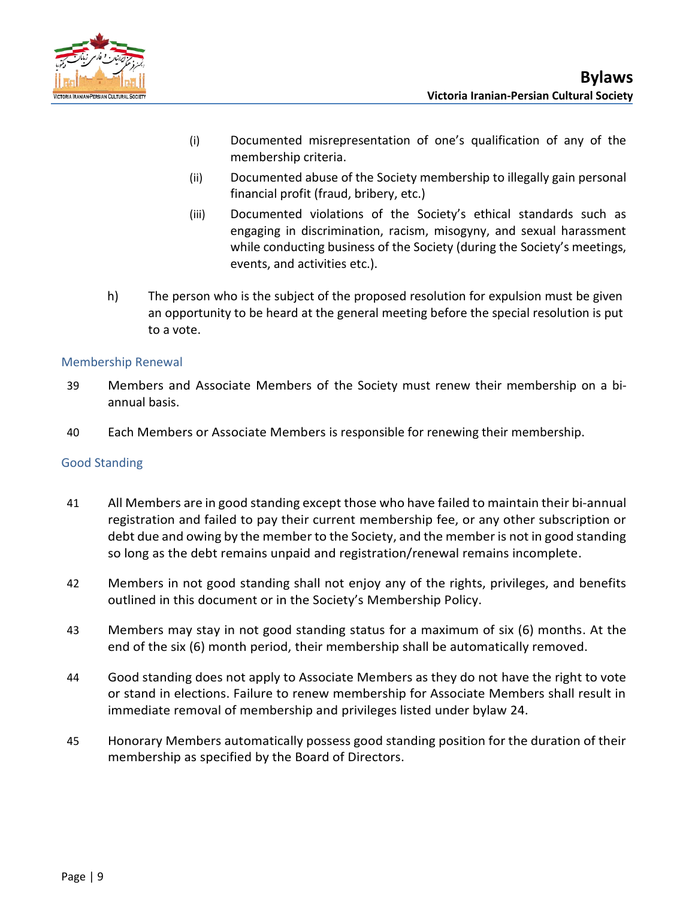(i) Documented misrepresentation of one's qualification of any of the membership criteria.

(ii) Documented abuse of the Society membership to illegally gain personal financial profit (fraud, bribery, etc.)

(iii) Documented violations of the Society's ethical standards such as engaging in discrimination, racism, misogyny, and sexual harassment while conducting business of the Society (during the Society's meetings, events, and activities etc.).

h) The person who is the subject of the proposed resolution for expulsion must be given an opportunity to be heard at the general meeting before the special resolution is put to a vote.

### Membership Renewal

39 Members and Associate Members of the Society must renew their membership on a bi-annual basis.

40 Each Members or Associate Members is responsible for renewing their membership.

### Good Standing

41 All Members are in good standing except those who have failed to maintain their bi-annual registration and failed to pay their current membership fee, or any other subscription or debt due and owing by the member to the Society, and the member is not in good standing so long as the debt remains unpaid and registration/renewal remains incomplete.

42 Members in not good standing shall not enjoy any of the rights, privileges, and benefits outlined in this document or in the Society's Membership Policy.

43 Members may stay in not good standing status for a maximum of six (6) months. At the end of the six (6) month period, their membership shall be automatically removed.

44 Good standing does not apply to Associate Members as they do not have the right to vote or stand in elections. Failure to renew membership for Associate Members shall result in immediate removal of membership and privileges listed under bylaw 24.

45 Honorary Members automatically possess good standing position for the duration of their membership as specified by the Board of Directors.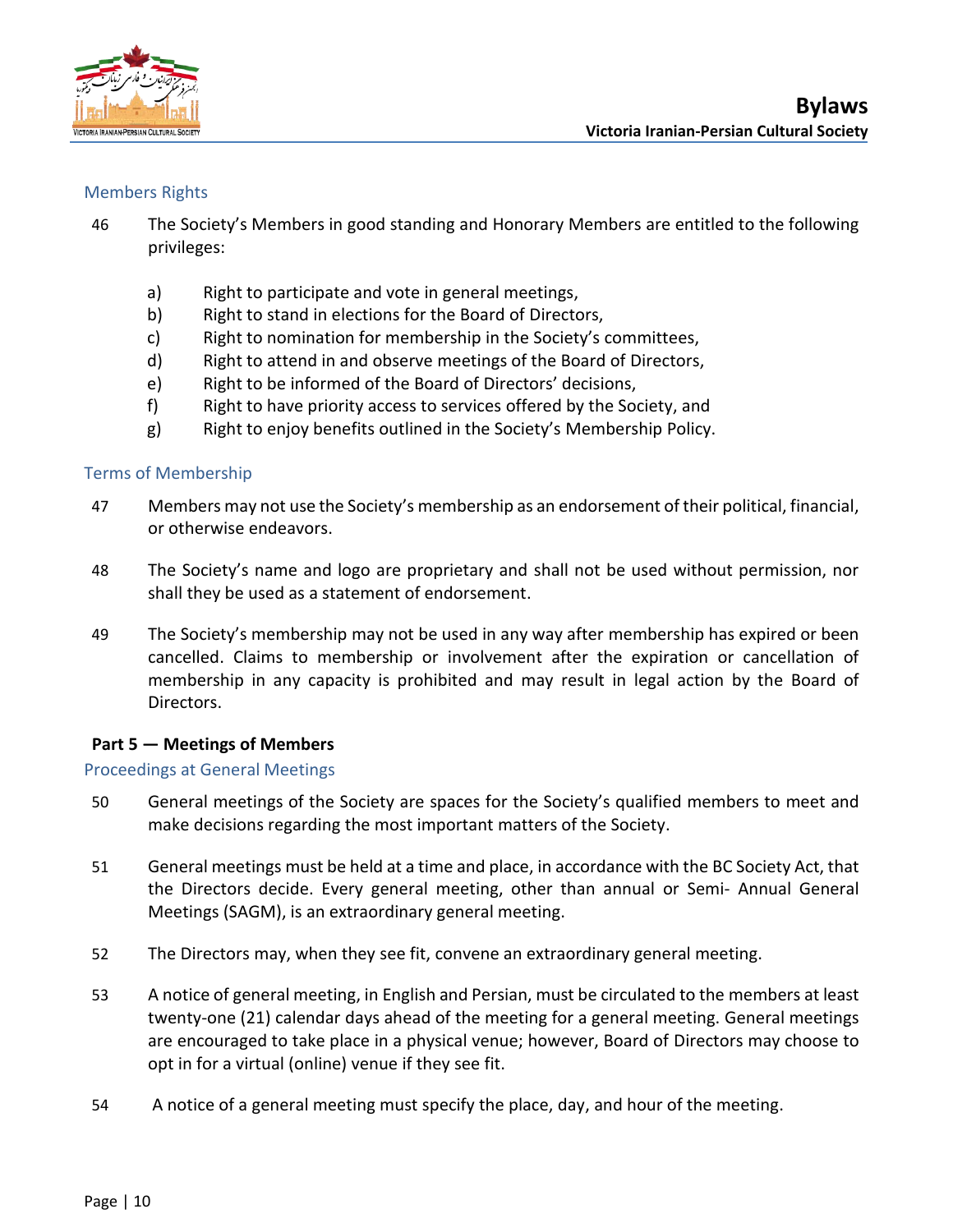### Members Rights

46 The Society's Members in good standing and Honorary Members are entitled to the following privileges:

a) Right to participate and vote in general meetings,
b) Right to stand in elections for the Board of Directors,
c) Right to nomination for membership in the Society's committees,
d) Right to attend in and observe meetings of the Board of Directors,
e) Right to be informed of the Board of Directors' decisions,
f) Right to have priority access to services offered by the Society, and
g) Right to enjoy benefits outlined in the Society's Membership Policy.

### Terms of Membership

47 Members may not use the Society's membership as an endorsement of their political, financial, or otherwise endeavors.

48 The Society's name and logo are proprietary and shall not be used without permission, nor shall they be used as a statement of endorsement.

49 The Society's membership may not be used in any way after membership has expired or been cancelled. Claims to membership or involvement after the expiration or cancellation of membership in any capacity is prohibited and may result in legal action by the Board of Directors.

## Part 5 — Meetings of Members

### Proceedings at General Meetings

50 General meetings of the Society are spaces for the Society's qualified members to meet and make decisions regarding the most important matters of the Society.

51 General meetings must be held at a time and place, in accordance with the BC Society Act, that the Directors decide. Every general meeting, other than annual or Semi- Annual General Meetings (SAGM), is an extraordinary general meeting.

52 The Directors may, when they see fit, convene an extraordinary general meeting.

53 A notice of general meeting, in English and Persian, must be circulated to the members at least twenty-one (21) calendar days ahead of the meeting for a general meeting. General meetings are encouraged to take place in a physical venue; however, Board of Directors may choose to opt in for a virtual (online) venue if they see fit.

54 A notice of a general meeting must specify the place, day, and hour of the meeting.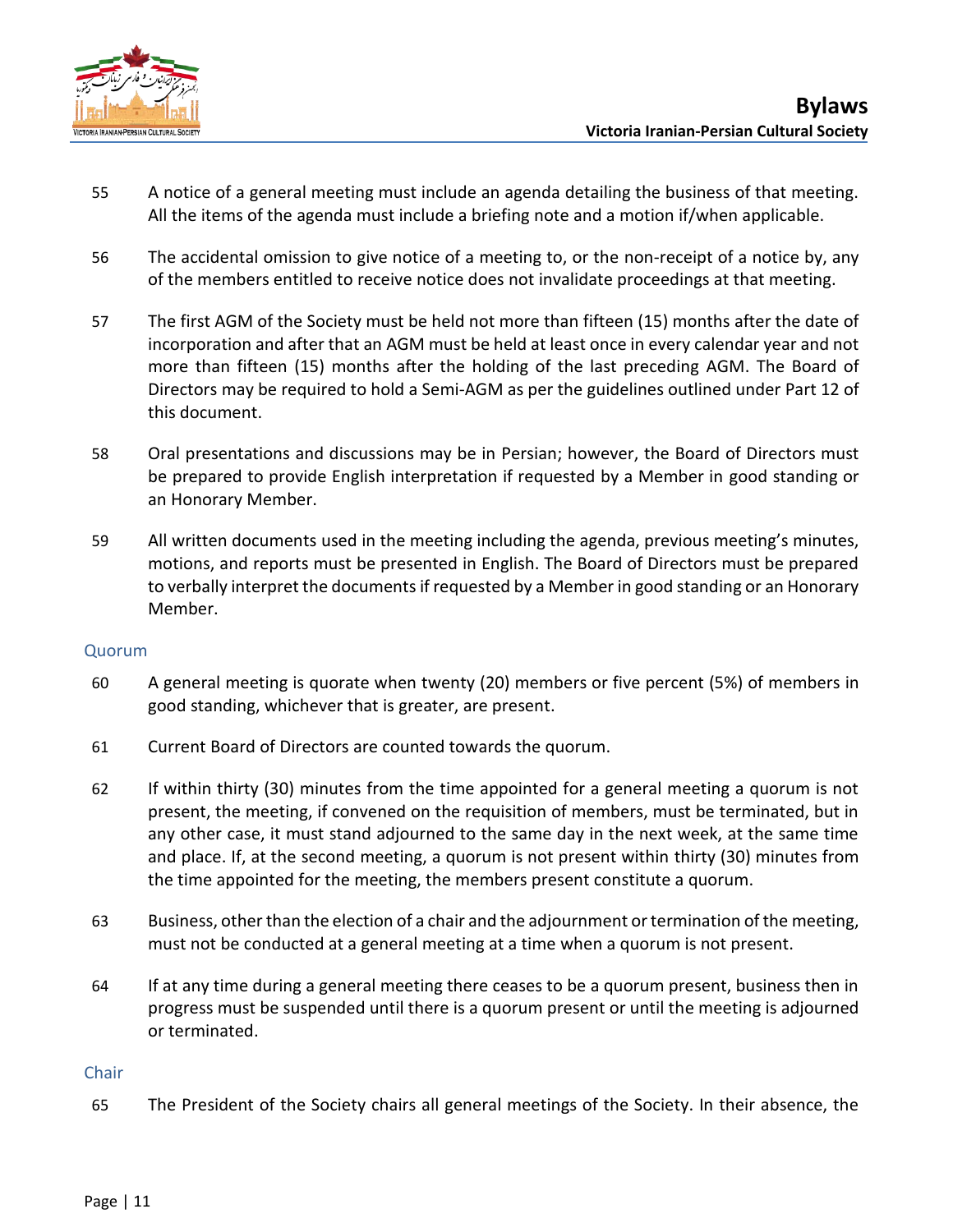55 A notice of a general meeting must include an agenda detailing the business of that meeting. All the items of the agenda must include a briefing note and a motion if/when applicable.

56 The accidental omission to give notice of a meeting to, or the non-receipt of a notice by, any of the members entitled to receive notice does not invalidate proceedings at that meeting.

57 The first AGM of the Society must be held not more than fifteen (15) months after the date of incorporation and after that an AGM must be held at least once in every calendar year and not more than fifteen (15) months after the holding of the last preceding AGM. The Board of Directors may be required to hold a Semi-AGM as per the guidelines outlined under Part 12 of this document.

58 Oral presentations and discussions may be in Persian; however, the Board of Directors must be prepared to provide English interpretation if requested by a Member in good standing or an Honorary Member.

59 All written documents used in the meeting including the agenda, previous meeting's minutes, motions, and reports must be presented in English. The Board of Directors must be prepared to verbally interpret the documents if requested by a Member in good standing or an Honorary Member.

### Quorum

60 A general meeting is quorate when twenty (20) members or five percent (5%) of members in good standing, whichever that is greater, are present.

61 Current Board of Directors are counted towards the quorum.

62 If within thirty (30) minutes from the time appointed for a general meeting a quorum is not present, the meeting, if convened on the requisition of members, must be terminated, but in any other case, it must stand adjourned to the same day in the next week, at the same time and place. If, at the second meeting, a quorum is not present within thirty (30) minutes from the time appointed for the meeting, the members present constitute a quorum.

63 Business, other than the election of a chair and the adjournment or termination of the meeting, must not be conducted at a general meeting at a time when a quorum is not present.

64 If at any time during a general meeting there ceases to be a quorum present, business then in progress must be suspended until there is a quorum present or until the meeting is adjourned or terminated.

### Chair

65 The President of the Society chairs all general meetings of the Society. In their absence, the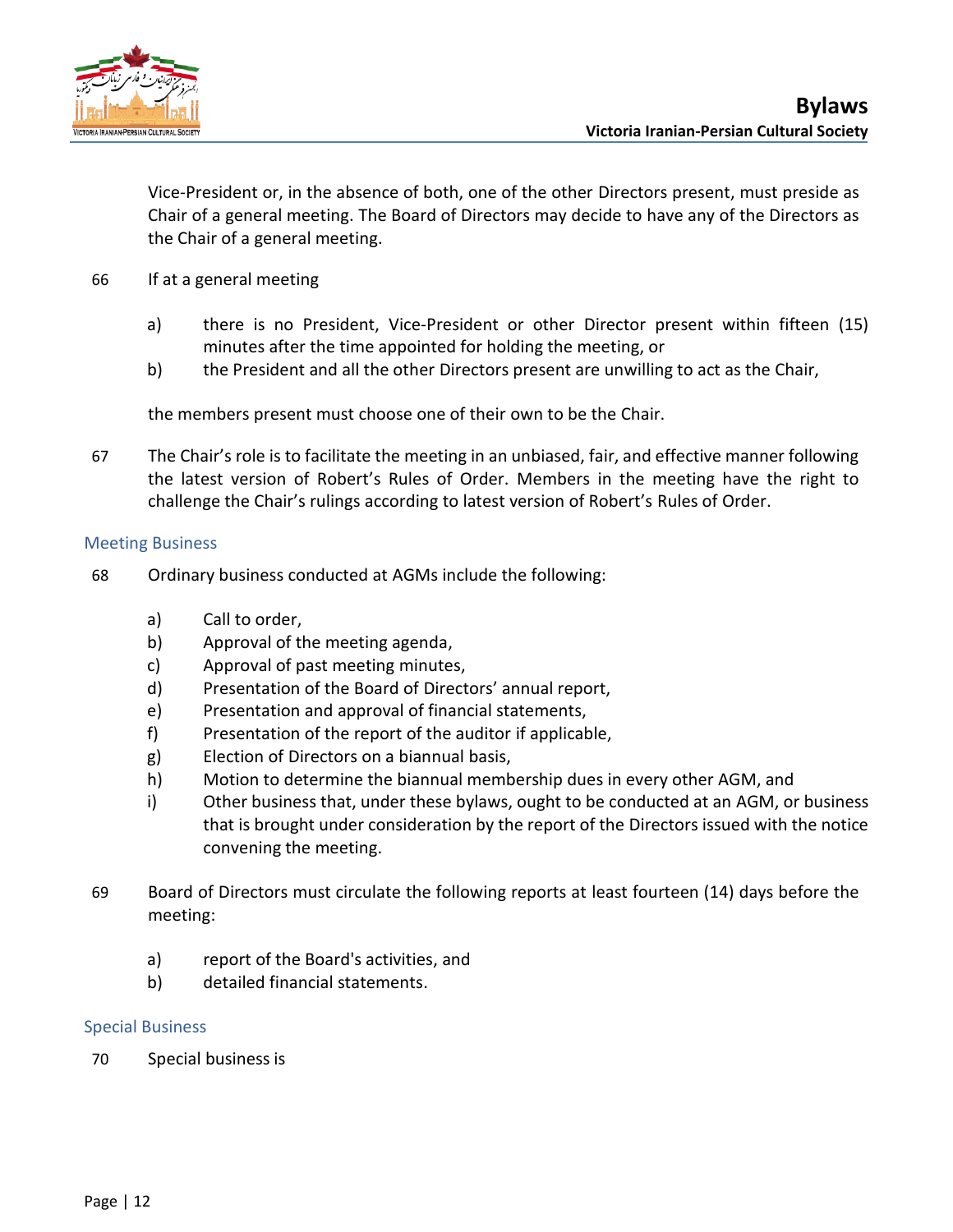Vice-President or, in the absence of both, one of the other Directors present, must preside as Chair of a general meeting. The Board of Directors may decide to have any of the Directors as the Chair of a general meeting.

66 If at a general meeting

a) there is no President, Vice-President or other Director present within fifteen (15) minutes after the time appointed for holding the meeting, or
b) the President and all the other Directors present are unwilling to act as the Chair,

the members present must choose one of their own to be the Chair.

67 The Chair's role is to facilitate the meeting in an unbiased, fair, and effective manner following the latest version of Robert's Rules of Order. Members in the meeting have the right to challenge the Chair's rulings according to latest version of Robert's Rules of Order.

### Meeting Business

68 Ordinary business conducted at AGMs include the following:

a) Call to order,
b) Approval of the meeting agenda,
c) Approval of past meeting minutes,
d) Presentation of the Board of Directors' annual report,
e) Presentation and approval of financial statements,
f) Presentation of the report of the auditor if applicable,
g) Election of Directors on a biannual basis,
h) Motion to determine the biannual membership dues in every other AGM, and
i) Other business that, under these bylaws, ought to be conducted at an AGM, or business that is brought under consideration by the report of the Directors issued with the notice convening the meeting.

69 Board of Directors must circulate the following reports at least fourteen (14) days before the meeting:

a) report of the Board's activities, and
b) detailed financial statements.

### Special Business

70 Special business is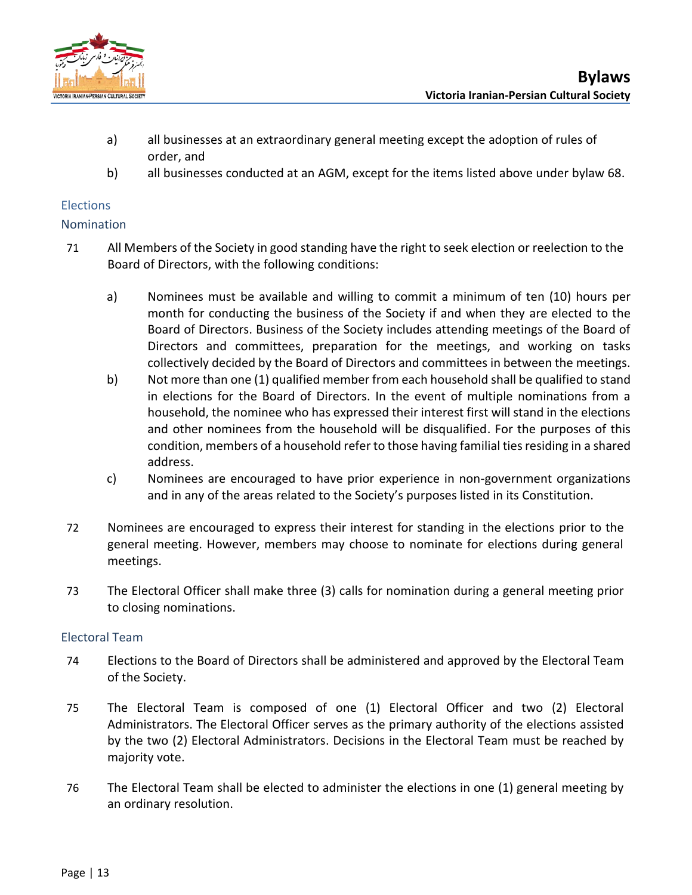a) all businesses at an extraordinary general meeting except the adoption of rules of order, and

b) all businesses conducted at an AGM, except for the items listed above under bylaw 68.

## Elections

### Nomination

71 All Members of the Society in good standing have the right to seek election or reelection to the Board of Directors, with the following conditions:

a) Nominees must be available and willing to commit a minimum of ten (10) hours per month for conducting the business of the Society if and when they are elected to the Board of Directors. Business of the Society includes attending meetings of the Board of Directors and committees, preparation for the meetings, and working on tasks collectively decided by the Board of Directors and committees in between the meetings.

b) Not more than one (1) qualified member from each household shall be qualified to stand in elections for the Board of Directors. In the event of multiple nominations from a household, the nominee who has expressed their interest first will stand in the elections and other nominees from the household will be disqualified. For the purposes of this condition, members of a household refer to those having familial ties residing in a shared address.

c) Nominees are encouraged to have prior experience in non-government organizations and in any of the areas related to the Society's purposes listed in its Constitution.

72 Nominees are encouraged to express their interest for standing in the elections prior to the general meeting. However, members may choose to nominate for elections during general meetings.

73 The Electoral Officer shall make three (3) calls for nomination during a general meeting prior to closing nominations.

### Electoral Team

74 Elections to the Board of Directors shall be administered and approved by the Electoral Team of the Society.

75 The Electoral Team is composed of one (1) Electoral Officer and two (2) Electoral Administrators. The Electoral Officer serves as the primary authority of the elections assisted by the two (2) Electoral Administrators. Decisions in the Electoral Team must be reached by majority vote.

76 The Electoral Team shall be elected to administer the elections in one (1) general meeting by an ordinary resolution.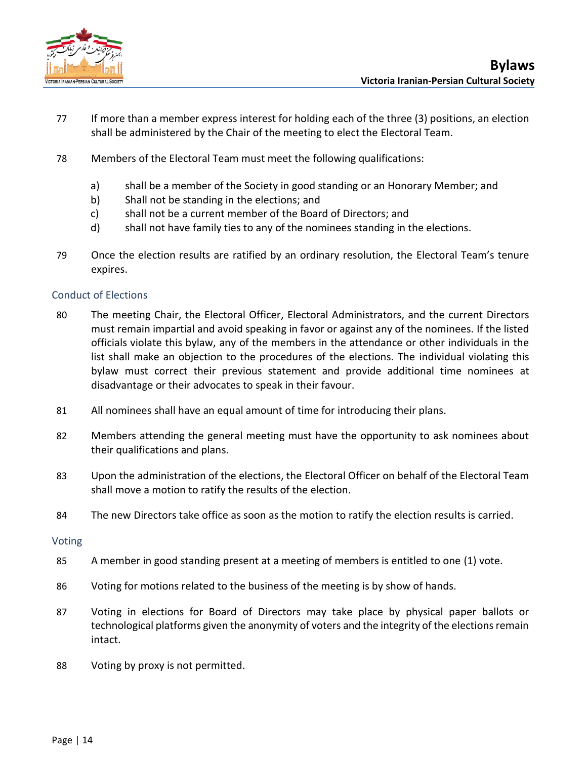77 If more than a member express interest for holding each of the three (3) positions, an election shall be administered by the Chair of the meeting to elect the Electoral Team.

78 Members of the Electoral Team must meet the following qualifications:

- a) shall be a member of the Society in good standing or an Honorary Member; and
- b) Shall not be standing in the elections; and
- c) shall not be a current member of the Board of Directors; and
- d) shall not have family ties to any of the nominees standing in the elections.

79 Once the election results are ratified by an ordinary resolution, the Electoral Team's tenure expires.

### Conduct of Elections

80 The meeting Chair, the Electoral Officer, Electoral Administrators, and the current Directors must remain impartial and avoid speaking in favor or against any of the nominees. If the listed officials violate this bylaw, any of the members in the attendance or other individuals in the list shall make an objection to the procedures of the elections. The individual violating this bylaw must correct their previous statement and provide additional time nominees at disadvantage or their advocates to speak in their favour.

81 All nominees shall have an equal amount of time for introducing their plans.

82 Members attending the general meeting must have the opportunity to ask nominees about their qualifications and plans.

83 Upon the administration of the elections, the Electoral Officer on behalf of the Electoral Team shall move a motion to ratify the results of the election.

84 The new Directors take office as soon as the motion to ratify the election results is carried.

### Voting

85 A member in good standing present at a meeting of members is entitled to one (1) vote.

86 Voting for motions related to the business of the meeting is by show of hands.

87 Voting in elections for Board of Directors may take place by physical paper ballots or technological platforms given the anonymity of voters and the integrity of the elections remain intact.

88 Voting by proxy is not permitted.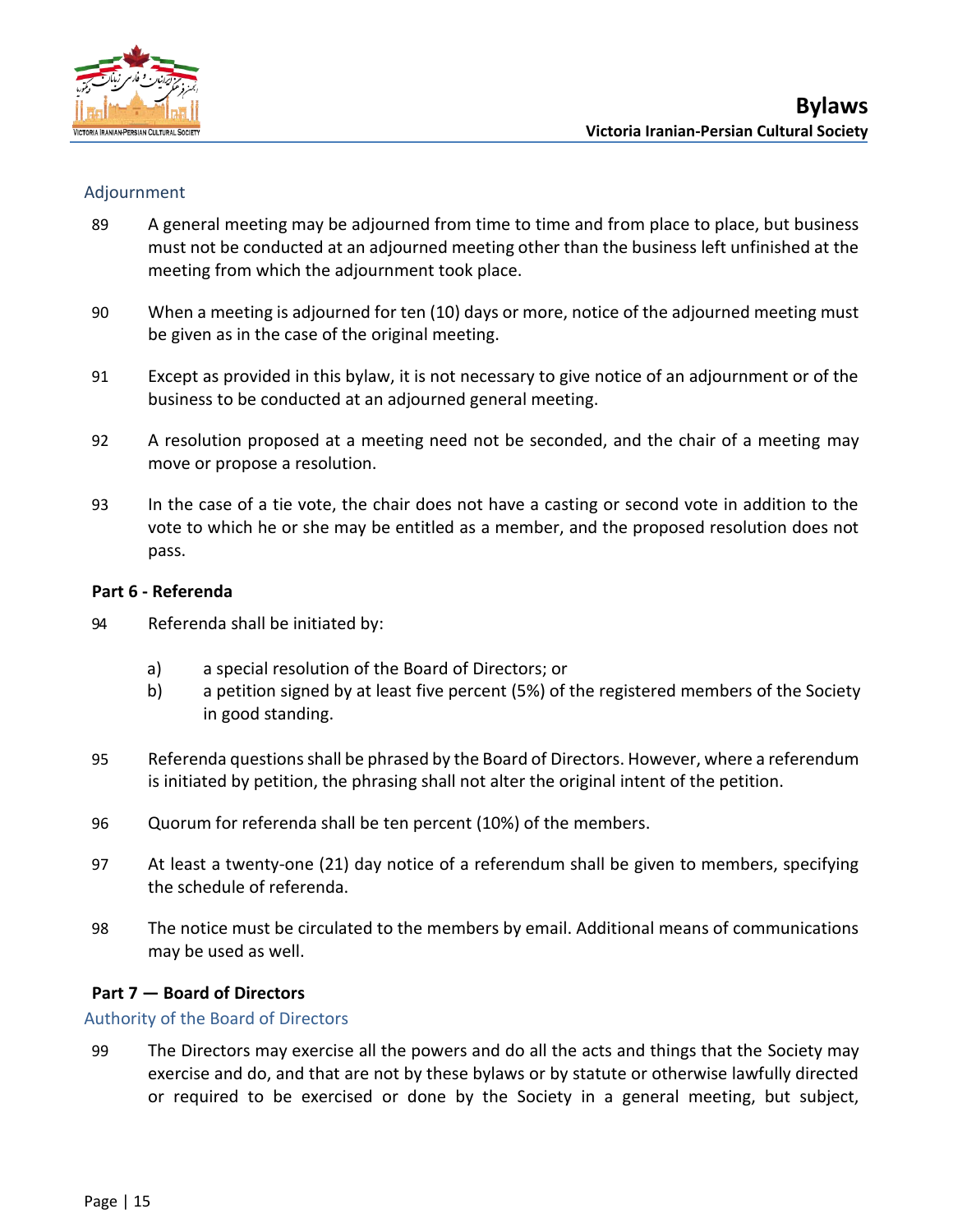### Adjournment

89 A general meeting may be adjourned from time to time and from place to place, but business must not be conducted at an adjourned meeting other than the business left unfinished at the meeting from which the adjournment took place.

90 When a meeting is adjourned for ten (10) days or more, notice of the adjourned meeting must be given as in the case of the original meeting.

91 Except as provided in this bylaw, it is not necessary to give notice of an adjournment or of the business to be conducted at an adjourned general meeting.

92 A resolution proposed at a meeting need not be seconded, and the chair of a meeting may move or propose a resolution.

93 In the case of a tie vote, the chair does not have a casting or second vote in addition to the vote to which he or she may be entitled as a member, and the proposed resolution does not pass.

## Part 6 - Referenda

94 Referenda shall be initiated by:

a) a special resolution of the Board of Directors; or
b) a petition signed by at least five percent (5%) of the registered members of the Society in good standing.

95 Referenda questions shall be phrased by the Board of Directors. However, where a referendum is initiated by petition, the phrasing shall not alter the original intent of the petition.

96 Quorum for referenda shall be ten percent (10%) of the members.

97 At least a twenty-one (21) day notice of a referendum shall be given to members, specifying the schedule of referenda.

98 The notice must be circulated to the members by email. Additional means of communications may be used as well.

## Part 7 — Board of Directors

### Authority of the Board of Directors

99 The Directors may exercise all the powers and do all the acts and things that the Society may exercise and do, and that are not by these bylaws or by statute or otherwise lawfully directed or required to be exercised or done by the Society in a general meeting, but subject,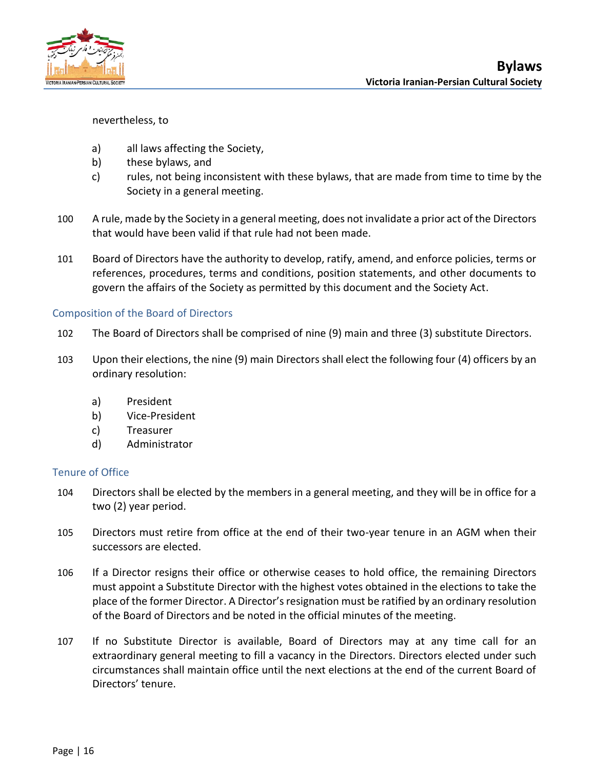nevertheless, to

a) all laws affecting the Society,
b) these bylaws, and
c) rules, not being inconsistent with these bylaws, that are made from time to time by the Society in a general meeting.

100 A rule, made by the Society in a general meeting, does not invalidate a prior act of the Directors that would have been valid if that rule had not been made.

101 Board of Directors have the authority to develop, ratify, amend, and enforce policies, terms or references, procedures, terms and conditions, position statements, and other documents to govern the affairs of the Society as permitted by this document and the Society Act.

### Composition of the Board of Directors

102 The Board of Directors shall be comprised of nine (9) main and three (3) substitute Directors.

103 Upon their elections, the nine (9) main Directors shall elect the following four (4) officers by an ordinary resolution:

a) President
b) Vice-President
c) Treasurer
d) Administrator

### Tenure of Office

104 Directors shall be elected by the members in a general meeting, and they will be in office for a two (2) year period.

105 Directors must retire from office at the end of their two-year tenure in an AGM when their successors are elected.

106 If a Director resigns their office or otherwise ceases to hold office, the remaining Directors must appoint a Substitute Director with the highest votes obtained in the elections to take the place of the former Director. A Director's resignation must be ratified by an ordinary resolution of the Board of Directors and be noted in the official minutes of the meeting.

107 If no Substitute Director is available, Board of Directors may at any time call for an extraordinary general meeting to fill a vacancy in the Directors. Directors elected under such circumstances shall maintain office until the next elections at the end of the current Board of Directors' tenure.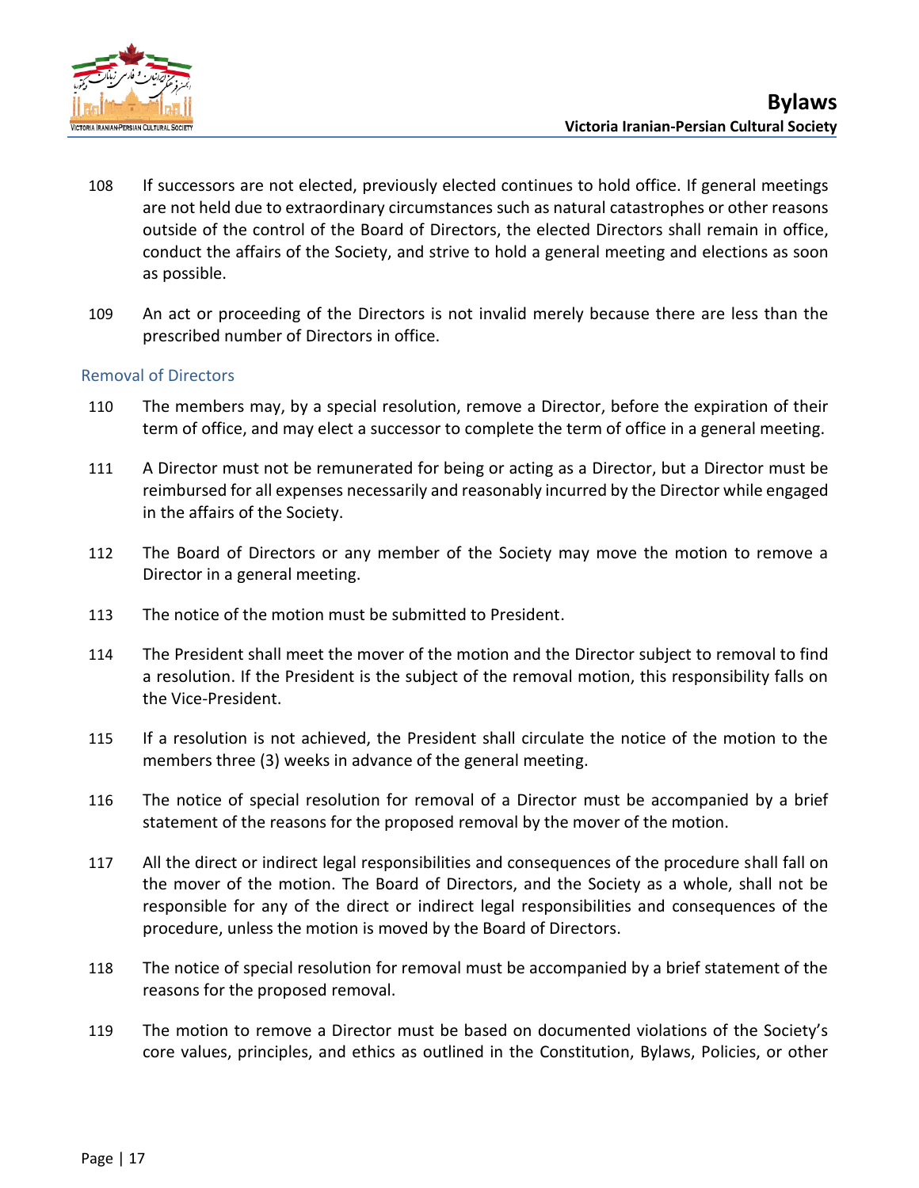108 If successors are not elected, previously elected continues to hold office. If general meetings are not held due to extraordinary circumstances such as natural catastrophes or other reasons outside of the control of the Board of Directors, the elected Directors shall remain in office, conduct the affairs of the Society, and strive to hold a general meeting and elections as soon as possible.

109 An act or proceeding of the Directors is not invalid merely because there are less than the prescribed number of Directors in office.

### Removal of Directors

110 The members may, by a special resolution, remove a Director, before the expiration of their term of office, and may elect a successor to complete the term of office in a general meeting.

111 A Director must not be remunerated for being or acting as a Director, but a Director must be reimbursed for all expenses necessarily and reasonably incurred by the Director while engaged in the affairs of the Society.

112 The Board of Directors or any member of the Society may move the motion to remove a Director in a general meeting.

113 The notice of the motion must be submitted to President.

114 The President shall meet the mover of the motion and the Director subject to removal to find a resolution. If the President is the subject of the removal motion, this responsibility falls on the Vice-President.

115 If a resolution is not achieved, the President shall circulate the notice of the motion to the members three (3) weeks in advance of the general meeting.

116 The notice of special resolution for removal of a Director must be accompanied by a brief statement of the reasons for the proposed removal by the mover of the motion.

117 All the direct or indirect legal responsibilities and consequences of the procedure shall fall on the mover of the motion. The Board of Directors, and the Society as a whole, shall not be responsible for any of the direct or indirect legal responsibilities and consequences of the procedure, unless the motion is moved by the Board of Directors.

118 The notice of special resolution for removal must be accompanied by a brief statement of the reasons for the proposed removal.

119 The motion to remove a Director must be based on documented violations of the Society's core values, principles, and ethics as outlined in the Constitution, Bylaws, Policies, or other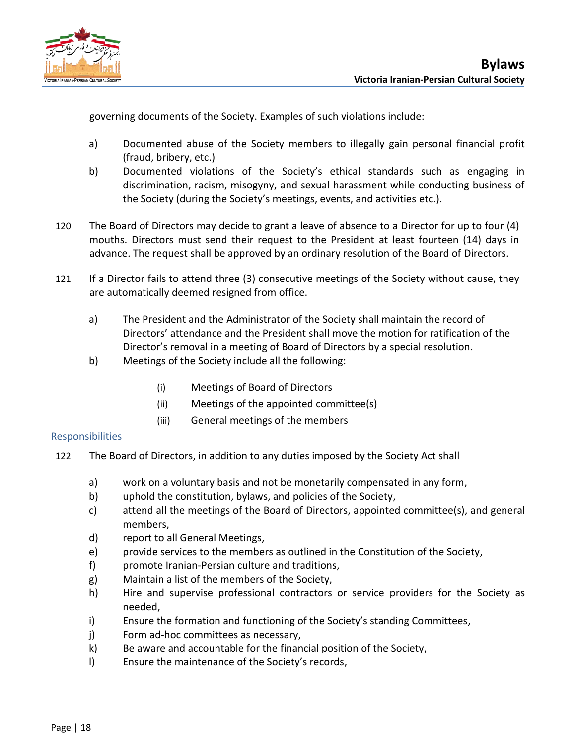governing documents of the Society. Examples of such violations include:

a) Documented abuse of the Society members to illegally gain personal financial profit (fraud, bribery, etc.)

b) Documented violations of the Society's ethical standards such as engaging in discrimination, racism, misogyny, and sexual harassment while conducting business of the Society (during the Society's meetings, events, and activities etc.).

120 The Board of Directors may decide to grant a leave of absence to a Director for up to four (4) mouths. Directors must send their request to the President at least fourteen (14) days in advance. The request shall be approved by an ordinary resolution of the Board of Directors.

121 If a Director fails to attend three (3) consecutive meetings of the Society without cause, they are automatically deemed resigned from office.

a) The President and the Administrator of the Society shall maintain the record of Directors' attendance and the President shall move the motion for ratification of the Director's removal in a meeting of Board of Directors by a special resolution.

b) Meetings of the Society include all the following:

(i) Meetings of Board of Directors

(ii) Meetings of the appointed committee(s)

(iii) General meetings of the members

## Responsibilities

122 The Board of Directors, in addition to any duties imposed by the Society Act shall

a) work on a voluntary basis and not be monetarily compensated in any form,

b) uphold the constitution, bylaws, and policies of the Society,

c) attend all the meetings of the Board of Directors, appointed committee(s), and general members,

d) report to all General Meetings,

e) provide services to the members as outlined in the Constitution of the Society,

f) promote Iranian-Persian culture and traditions,

g) Maintain a list of the members of the Society,

h) Hire and supervise professional contractors or service providers for the Society as needed,

i) Ensure the formation and functioning of the Society's standing Committees,

j) Form ad-hoc committees as necessary,

k) Be aware and accountable for the financial position of the Society,

l) Ensure the maintenance of the Society's records,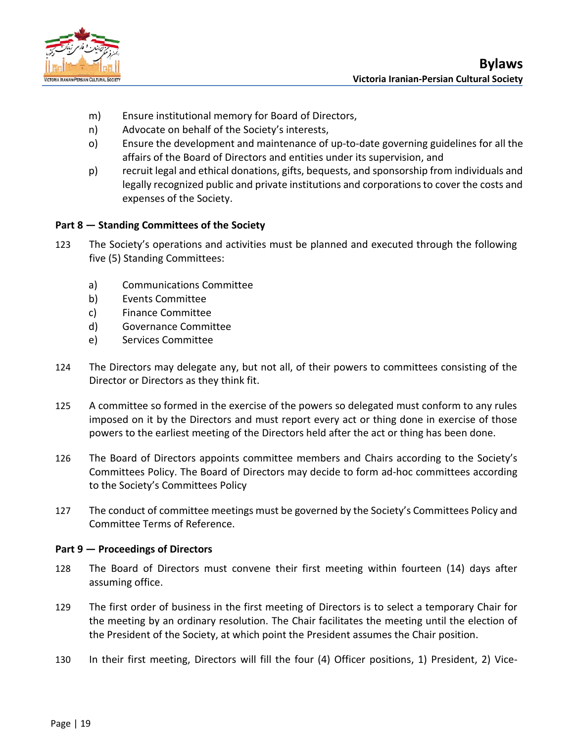m) Ensure institutional memory for Board of Directors,

n) Advocate on behalf of the Society's interests,

o) Ensure the development and maintenance of up-to-date governing guidelines for all the affairs of the Board of Directors and entities under its supervision, and

p) recruit legal and ethical donations, gifts, bequests, and sponsorship from individuals and legally recognized public and private institutions and corporations to cover the costs and expenses of the Society.

**Part 8 — Standing Committees of the Society**

123 The Society's operations and activities must be planned and executed through the following five (5) Standing Committees:

a) Communications Committee

b) Events Committee

c) Finance Committee

d) Governance Committee

e) Services Committee

124 The Directors may delegate any, but not all, of their powers to committees consisting of the Director or Directors as they think fit.

125 A committee so formed in the exercise of the powers so delegated must conform to any rules imposed on it by the Directors and must report every act or thing done in exercise of those powers to the earliest meeting of the Directors held after the act or thing has been done.

126 The Board of Directors appoints committee members and Chairs according to the Society's Committees Policy. The Board of Directors may decide to form ad-hoc committees according to the Society's Committees Policy

127 The conduct of committee meetings must be governed by the Society's Committees Policy and Committee Terms of Reference.

**Part 9 — Proceedings of Directors**

128 The Board of Directors must convene their first meeting within fourteen (14) days after assuming office.

129 The first order of business in the first meeting of Directors is to select a temporary Chair for the meeting by an ordinary resolution. The Chair facilitates the meeting until the election of the President of the Society, at which point the President assumes the Chair position.

130 In their first meeting, Directors will fill the four (4) Officer positions, 1) President, 2) Vice-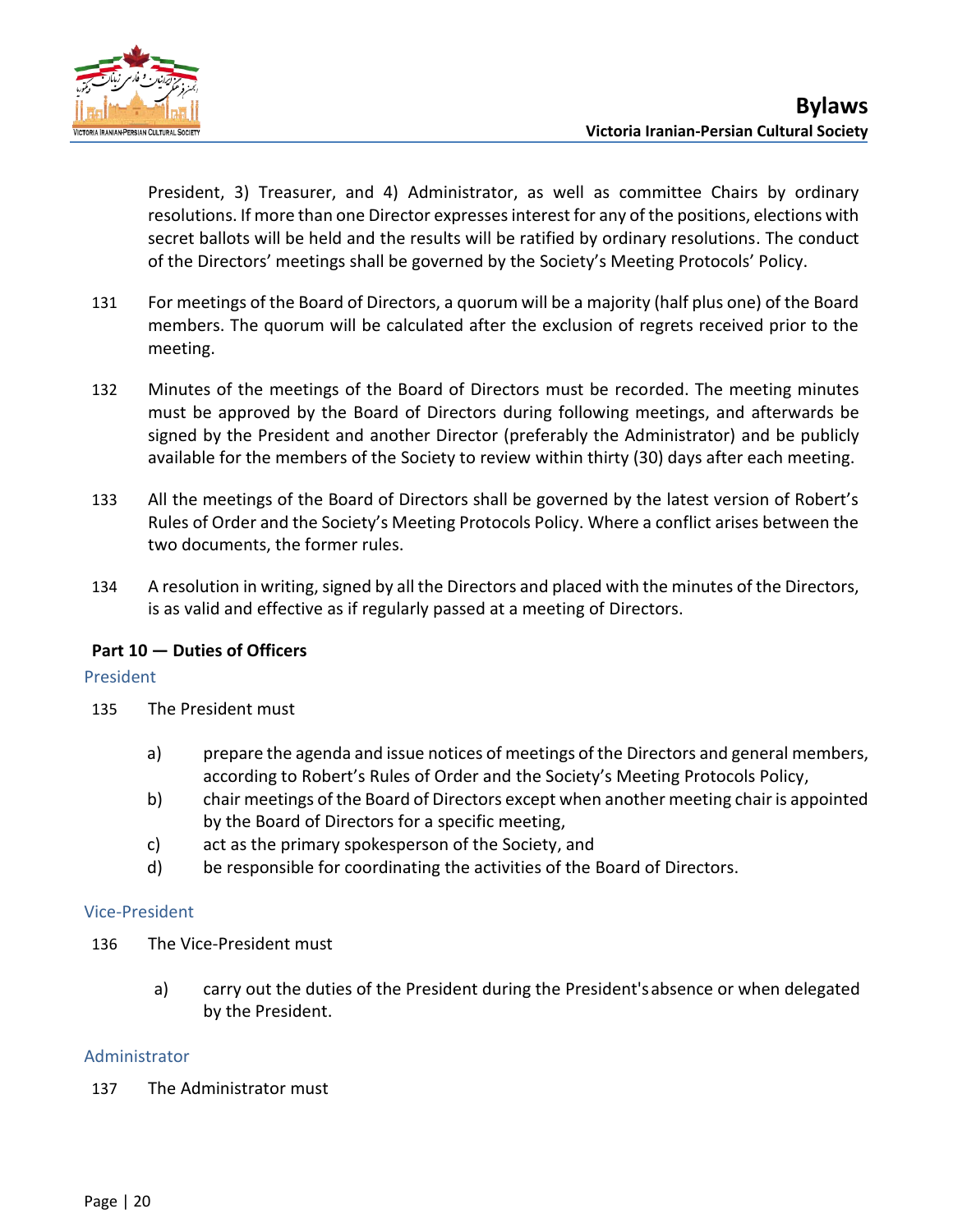President, 3) Treasurer, and 4) Administrator, as well as committee Chairs by ordinary resolutions. If more than one Director expresses interest for any of the positions, elections with secret ballots will be held and the results will be ratified by ordinary resolutions. The conduct of the Directors' meetings shall be governed by the Society's Meeting Protocols' Policy.

131 For meetings of the Board of Directors, a quorum will be a majority (half plus one) of the Board members. The quorum will be calculated after the exclusion of regrets received prior to the meeting.

132 Minutes of the meetings of the Board of Directors must be recorded. The meeting minutes must be approved by the Board of Directors during following meetings, and afterwards be signed by the President and another Director (preferably the Administrator) and be publicly available for the members of the Society to review within thirty (30) days after each meeting.

133 All the meetings of the Board of Directors shall be governed by the latest version of Robert's Rules of Order and the Society's Meeting Protocols Policy. Where a conflict arises between the two documents, the former rules.

134 A resolution in writing, signed by all the Directors and placed with the minutes of the Directors, is as valid and effective as if regularly passed at a meeting of Directors.

**Part 10 — Duties of Officers**

### President

135 The President must

a) prepare the agenda and issue notices of meetings of the Directors and general members, according to Robert's Rules of Order and the Society's Meeting Protocols Policy,
b) chair meetings of the Board of Directors except when another meeting chair is appointed by the Board of Directors for a specific meeting,
c) act as the primary spokesperson of the Society, and
d) be responsible for coordinating the activities of the Board of Directors.

### Vice-President

136 The Vice-President must

a) carry out the duties of the President during the President's absence or when delegated by the President.

### Administrator

137 The Administrator must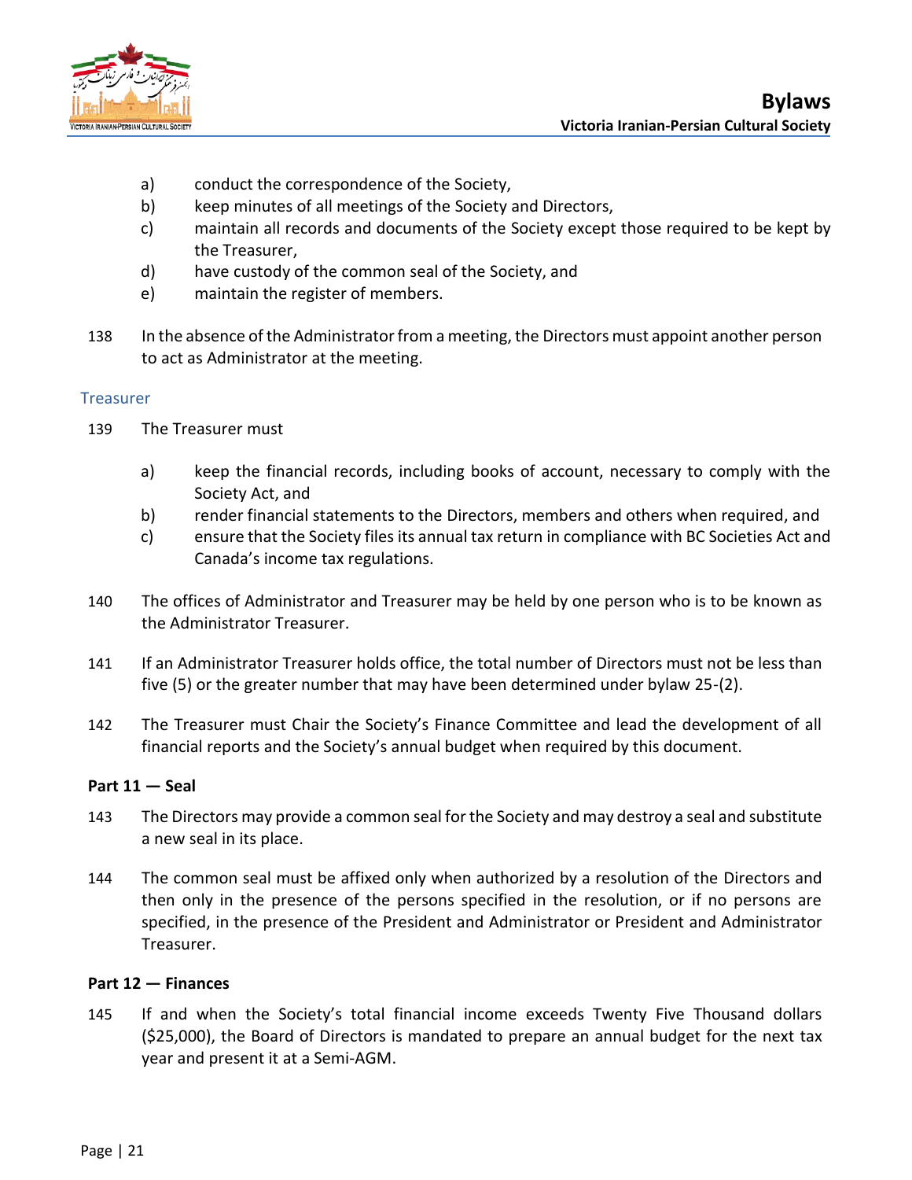a) conduct the correspondence of the Society,
b) keep minutes of all meetings of the Society and Directors,
c) maintain all records and documents of the Society except those required to be kept by the Treasurer,
d) have custody of the common seal of the Society, and
e) maintain the register of members.

138 In the absence of the Administrator from a meeting, the Directors must appoint another person to act as Administrator at the meeting.

### Treasurer

139 The Treasurer must

a) keep the financial records, including books of account, necessary to comply with the Society Act, and
b) render financial statements to the Directors, members and others when required, and
c) ensure that the Society files its annual tax return in compliance with BC Societies Act and Canada's income tax regulations.

140 The offices of Administrator and Treasurer may be held by one person who is to be known as the Administrator Treasurer.

141 If an Administrator Treasurer holds office, the total number of Directors must not be less than five (5) or the greater number that may have been determined under bylaw 25-(2).

142 The Treasurer must Chair the Society's Finance Committee and lead the development of all financial reports and the Society's annual budget when required by this document.

**Part 11 — Seal**

143 The Directors may provide a common seal for the Society and may destroy a seal and substitute a new seal in its place.

144 The common seal must be affixed only when authorized by a resolution of the Directors and then only in the presence of the persons specified in the resolution, or if no persons are specified, in the presence of the President and Administrator or President and Administrator Treasurer.

**Part 12 — Finances**

145 If and when the Society's total financial income exceeds Twenty Five Thousand dollars ($25,000), the Board of Directors is mandated to prepare an annual budget for the next tax year and present it at a Semi-AGM.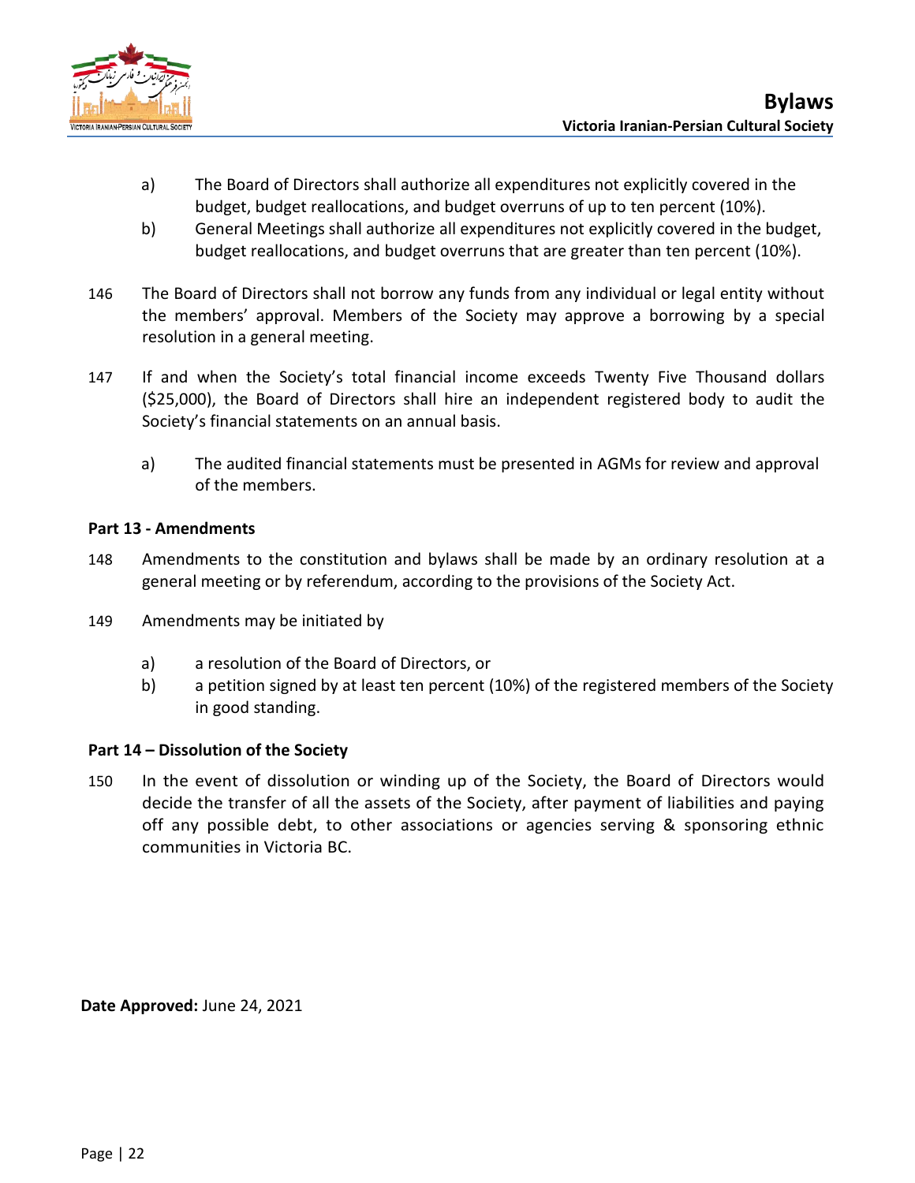a) The Board of Directors shall authorize all expenditures not explicitly covered in the budget, budget reallocations, and budget overruns of up to ten percent (10%).

b) General Meetings shall authorize all expenditures not explicitly covered in the budget, budget reallocations, and budget overruns that are greater than ten percent (10%).

146 The Board of Directors shall not borrow any funds from any individual or legal entity without the members' approval. Members of the Society may approve a borrowing by a special resolution in a general meeting.

147 If and when the Society's total financial income exceeds Twenty Five Thousand dollars ($25,000), the Board of Directors shall hire an independent registered body to audit the Society's financial statements on an annual basis.

a) The audited financial statements must be presented in AGMs for review and approval of the members.

**Part 13 - Amendments**

148 Amendments to the constitution and bylaws shall be made by an ordinary resolution at a general meeting or by referendum, according to the provisions of the Society Act.

149 Amendments may be initiated by

a) a resolution of the Board of Directors, or

b) a petition signed by at least ten percent (10%) of the registered members of the Society in good standing.

**Part 14 – Dissolution of the Society**

150 In the event of dissolution or winding up of the Society, the Board of Directors would decide the transfer of all the assets of the Society, after payment of liabilities and paying off any possible debt, to other associations or agencies serving & sponsoring ethnic communities in Victoria BC.

**Date Approved:** June 24, 2021